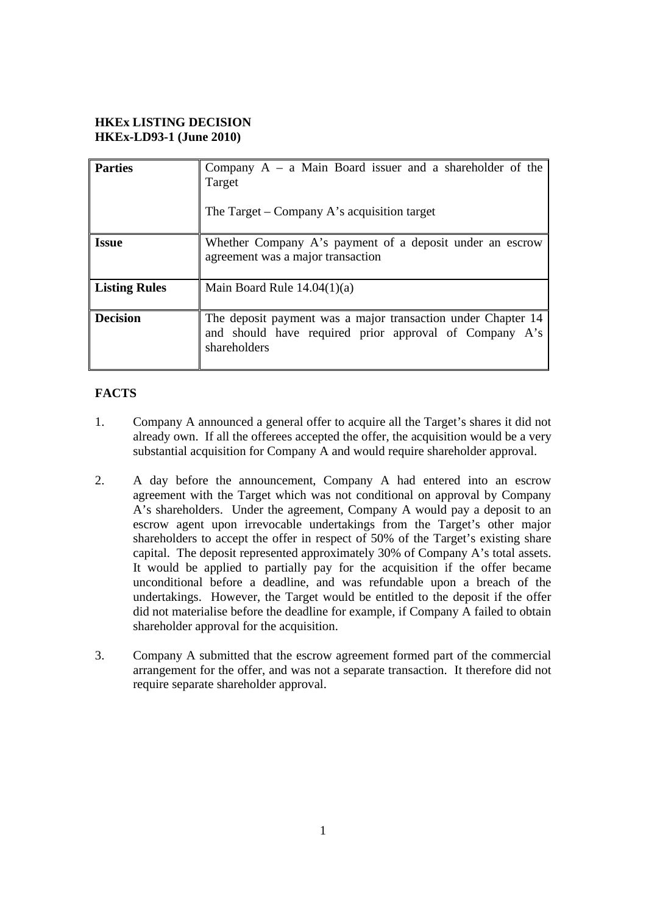**HKEx LISTING DECISION**
**HKEx-LD93-1 (June 2010)**

| **Parties** | Company A – a Main Board issuer and a shareholder of the Target<br><br>The Target – Company A's acquisition target |
|---|---|
| **Issue** | Whether Company A's payment of a deposit under an escrow agreement was a major transaction |
| **Listing Rules** | Main Board Rule 14.04(1)(a) |
| **Decision** | The deposit payment was a major transaction under Chapter 14 and should have required prior approval of Company A's shareholders |

**FACTS**

1. Company A announced a general offer to acquire all the Target's shares it did not already own. If all the offerees accepted the offer, the acquisition would be a very substantial acquisition for Company A and would require shareholder approval.

2. A day before the announcement, Company A had entered into an escrow agreement with the Target which was not conditional on approval by Company A's shareholders. Under the agreement, Company A would pay a deposit to an escrow agent upon irrevocable undertakings from the Target's other major shareholders to accept the offer in respect of 50% of the Target's existing share capital. The deposit represented approximately 30% of Company A's total assets. It would be applied to partially pay for the acquisition if the offer became unconditional before a deadline, and was refundable upon a breach of the undertakings. However, the Target would be entitled to the deposit if the offer did not materialise before the deadline for example, if Company A failed to obtain shareholder approval for the acquisition.

3. Company A submitted that the escrow agreement formed part of the commercial arrangement for the offer, and was not a separate transaction. It therefore did not require separate shareholder approval.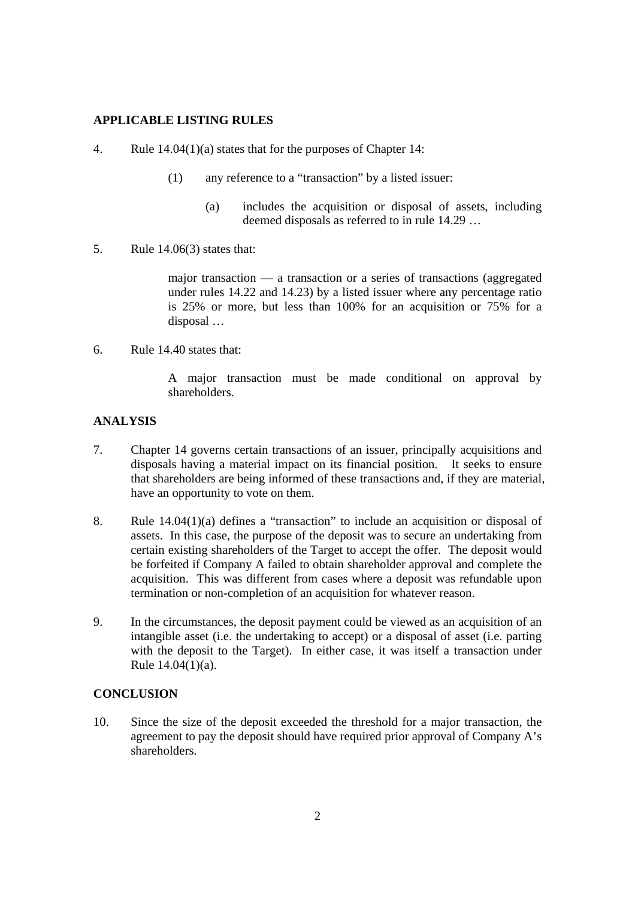**APPLICABLE LISTING RULES**

4. Rule 14.04(1)(a) states that for the purposes of Chapter 14:

   (1) any reference to a "transaction" by a listed issuer:

      (a) includes the acquisition or disposal of assets, including deemed disposals as referred to in rule 14.29 …

5. Rule 14.06(3) states that:

   major transaction — a transaction or a series of transactions (aggregated under rules 14.22 and 14.23) by a listed issuer where any percentage ratio is 25% or more, but less than 100% for an acquisition or 75% for a disposal …

6. Rule 14.40 states that:

   A major transaction must be made conditional on approval by shareholders.

**ANALYSIS**

7. Chapter 14 governs certain transactions of an issuer, principally acquisitions and disposals having a material impact on its financial position. It seeks to ensure that shareholders are being informed of these transactions and, if they are material, have an opportunity to vote on them.

8. Rule 14.04(1)(a) defines a "transaction" to include an acquisition or disposal of assets. In this case, the purpose of the deposit was to secure an undertaking from certain existing shareholders of the Target to accept the offer. The deposit would be forfeited if Company A failed to obtain shareholder approval and complete the acquisition. This was different from cases where a deposit was refundable upon termination or non-completion of an acquisition for whatever reason.

9. In the circumstances, the deposit payment could be viewed as an acquisition of an intangible asset (i.e. the undertaking to accept) or a disposal of asset (i.e. parting with the deposit to the Target). In either case, it was itself a transaction under Rule 14.04(1)(a).

**CONCLUSION**

10. Since the size of the deposit exceeded the threshold for a major transaction, the agreement to pay the deposit should have required prior approval of Company A's shareholders.